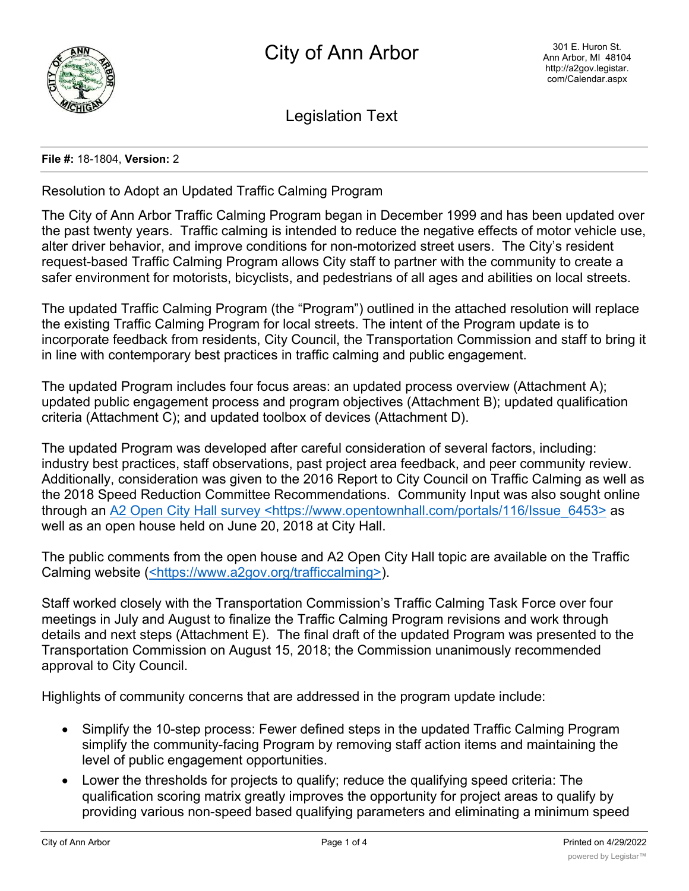# City of Ann Arbor

301 E. Huron St.
Ann Arbor, MI 48104
http://a2gov.legistar.com/Calendar.aspx

## Legislation Text

**File #:** 18-1804, **Version:** 2

Resolution to Adopt an Updated Traffic Calming Program

The City of Ann Arbor Traffic Calming Program began in December 1999 and has been updated over the past twenty years. Traffic calming is intended to reduce the negative effects of motor vehicle use, alter driver behavior, and improve conditions for non-motorized street users. The City's resident request-based Traffic Calming Program allows City staff to partner with the community to create a safer environment for motorists, bicyclists, and pedestrians of all ages and abilities on local streets.

The updated Traffic Calming Program (the "Program") outlined in the attached resolution will replace the existing Traffic Calming Program for local streets. The intent of the Program update is to incorporate feedback from residents, City Council, the Transportation Commission and staff to bring it in line with contemporary best practices in traffic calming and public engagement.

The updated Program includes four focus areas: an updated process overview (Attachment A); updated public engagement process and program objectives (Attachment B); updated qualification criteria (Attachment C); and updated toolbox of devices (Attachment D).

The updated Program was developed after careful consideration of several factors, including: industry best practices, staff observations, past project area feedback, and peer community review. Additionally, consideration was given to the 2016 Report to City Council on Traffic Calming as well as the 2018 Speed Reduction Committee Recommendations. Community Input was also sought online through an [A2 Open City Hall survey <https://www.opentownhall.com/portals/116/Issue_6453>](https://www.opentownhall.com/portals/116/Issue_6453) as well as an open house held on June 20, 2018 at City Hall.

The public comments from the open house and A2 Open City Hall topic are available on the Traffic Calming website ([<https://www.a2gov.org/trafficcalming>](https://www.a2gov.org/trafficcalming)).

Staff worked closely with the Transportation Commission's Traffic Calming Task Force over four meetings in July and August to finalize the Traffic Calming Program revisions and work through details and next steps (Attachment E). The final draft of the updated Program was presented to the Transportation Commission on August 15, 2018; the Commission unanimously recommended approval to City Council.

Highlights of community concerns that are addressed in the program update include:

- Simplify the 10-step process: Fewer defined steps in the updated Traffic Calming Program simplify the community-facing Program by removing staff action items and maintaining the level of public engagement opportunities.
- Lower the thresholds for projects to qualify; reduce the qualifying speed criteria: The qualification scoring matrix greatly improves the opportunity for project areas to qualify by providing various non-speed based qualifying parameters and eliminating a minimum speed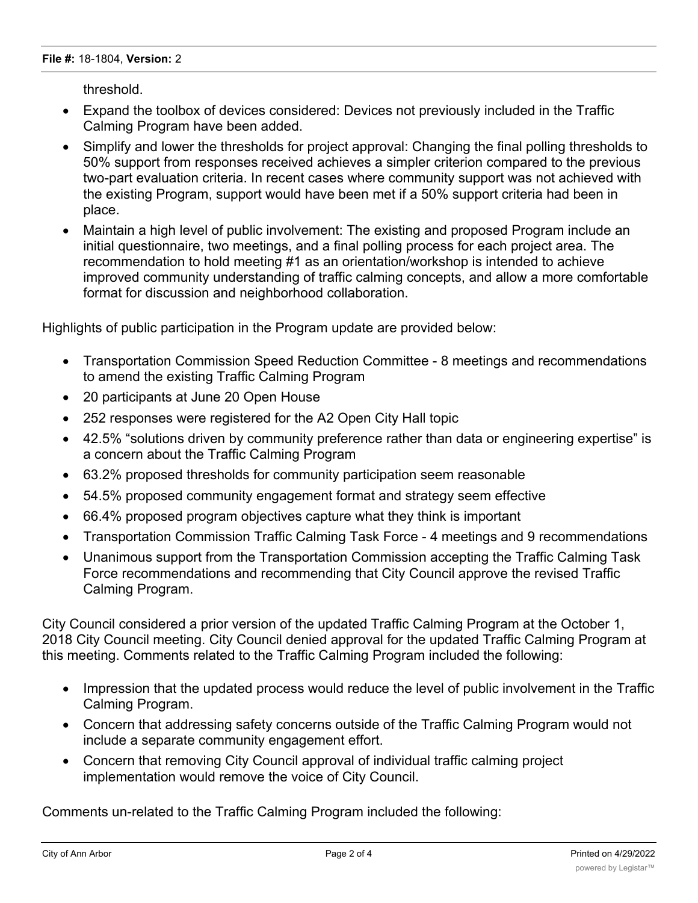threshold.

- Expand the toolbox of devices considered: Devices not previously included in the Traffic Calming Program have been added.
- Simplify and lower the thresholds for project approval: Changing the final polling thresholds to 50% support from responses received achieves a simpler criterion compared to the previous two-part evaluation criteria. In recent cases where community support was not achieved with the existing Program, support would have been met if a 50% support criteria had been in place.
- Maintain a high level of public involvement: The existing and proposed Program include an initial questionnaire, two meetings, and a final polling process for each project area. The recommendation to hold meeting #1 as an orientation/workshop is intended to achieve improved community understanding of traffic calming concepts, and allow a more comfortable format for discussion and neighborhood collaboration.

Highlights of public participation in the Program update are provided below:

- Transportation Commission Speed Reduction Committee - 8 meetings and recommendations to amend the existing Traffic Calming Program
- 20 participants at June 20 Open House
- 252 responses were registered for the A2 Open City Hall topic
- 42.5% "solutions driven by community preference rather than data or engineering expertise" is a concern about the Traffic Calming Program
- 63.2% proposed thresholds for community participation seem reasonable
- 54.5% proposed community engagement format and strategy seem effective
- 66.4% proposed program objectives capture what they think is important
- Transportation Commission Traffic Calming Task Force - 4 meetings and 9 recommendations
- Unanimous support from the Transportation Commission accepting the Traffic Calming Task Force recommendations and recommending that City Council approve the revised Traffic Calming Program.

City Council considered a prior version of the updated Traffic Calming Program at the October 1, 2018 City Council meeting. City Council denied approval for the updated Traffic Calming Program at this meeting. Comments related to the Traffic Calming Program included the following:

- Impression that the updated process would reduce the level of public involvement in the Traffic Calming Program.
- Concern that addressing safety concerns outside of the Traffic Calming Program would not include a separate community engagement effort.
- Concern that removing City Council approval of individual traffic calming project implementation would remove the voice of City Council.

Comments un-related to the Traffic Calming Program included the following: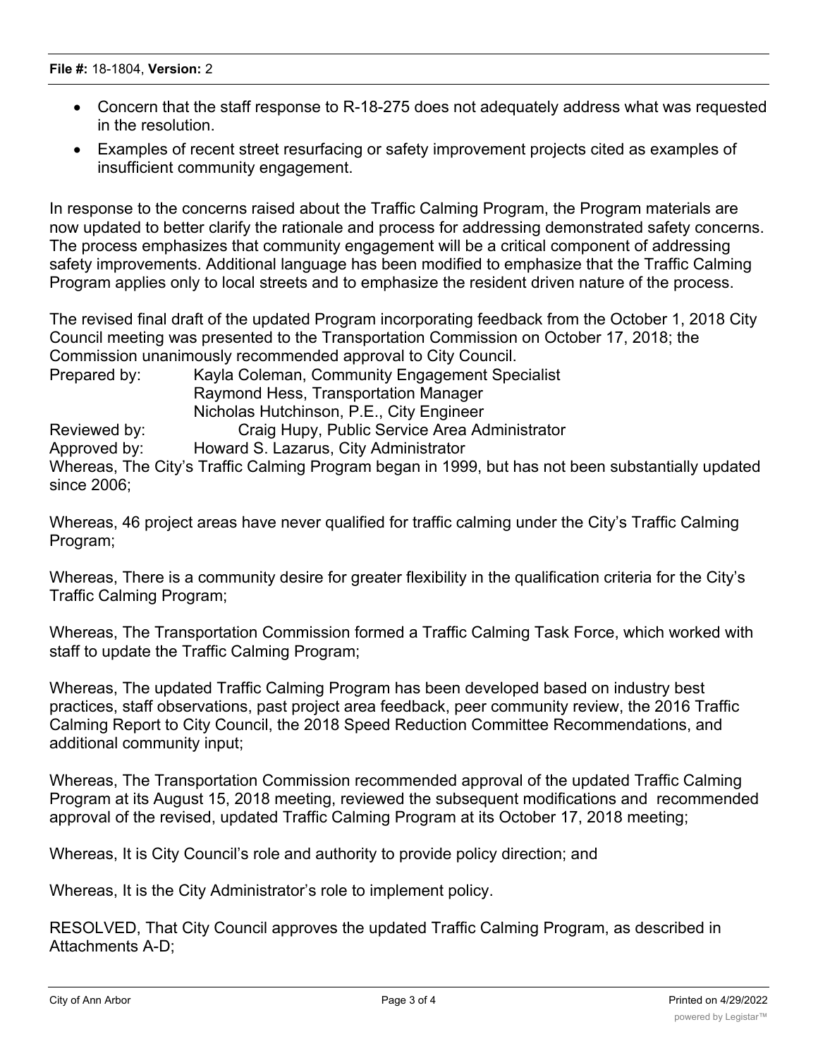- Concern that the staff response to R-18-275 does not adequately address what was requested in the resolution.
- Examples of recent street resurfacing or safety improvement projects cited as examples of insufficient community engagement.

In response to the concerns raised about the Traffic Calming Program, the Program materials are now updated to better clarify the rationale and process for addressing demonstrated safety concerns. The process emphasizes that community engagement will be a critical component of addressing safety improvements. Additional language has been modified to emphasize that the Traffic Calming Program applies only to local streets and to emphasize the resident driven nature of the process.

The revised final draft of the updated Program incorporating feedback from the October 1, 2018 City Council meeting was presented to the Transportation Commission on October 17, 2018; the Commission unanimously recommended approval to City Council.

Prepared by: Kayla Coleman, Community Engagement Specialist
Raymond Hess, Transportation Manager
Nicholas Hutchinson, P.E., City Engineer
Reviewed by: Craig Hupy, Public Service Area Administrator
Approved by: Howard S. Lazarus, City Administrator

Whereas, The City's Traffic Calming Program began in 1999, but has not been substantially updated since 2006;

Whereas, 46 project areas have never qualified for traffic calming under the City's Traffic Calming Program;

Whereas, There is a community desire for greater flexibility in the qualification criteria for the City's Traffic Calming Program;

Whereas, The Transportation Commission formed a Traffic Calming Task Force, which worked with staff to update the Traffic Calming Program;

Whereas, The updated Traffic Calming Program has been developed based on industry best practices, staff observations, past project area feedback, peer community review, the 2016 Traffic Calming Report to City Council, the 2018 Speed Reduction Committee Recommendations, and additional community input;

Whereas, The Transportation Commission recommended approval of the updated Traffic Calming Program at its August 15, 2018 meeting, reviewed the subsequent modifications and recommended approval of the revised, updated Traffic Calming Program at its October 17, 2018 meeting;

Whereas, It is City Council's role and authority to provide policy direction; and

Whereas, It is the City Administrator's role to implement policy.

RESOLVED, That City Council approves the updated Traffic Calming Program, as described in Attachments A-D;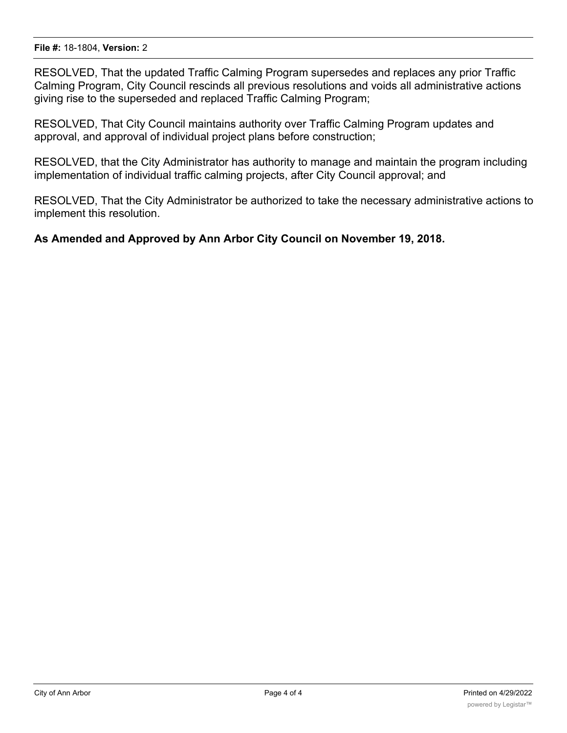RESOLVED, That the updated Traffic Calming Program supersedes and replaces any prior Traffic Calming Program, City Council rescinds all previous resolutions and voids all administrative actions giving rise to the superseded and replaced Traffic Calming Program;

RESOLVED, That City Council maintains authority over Traffic Calming Program updates and approval, and approval of individual project plans before construction;

RESOLVED, that the City Administrator has authority to manage and maintain the program including implementation of individual traffic calming projects, after City Council approval; and

RESOLVED, That the City Administrator be authorized to take the necessary administrative actions to implement this resolution.

**As Amended and Approved by Ann Arbor City Council on November 19, 2018.**